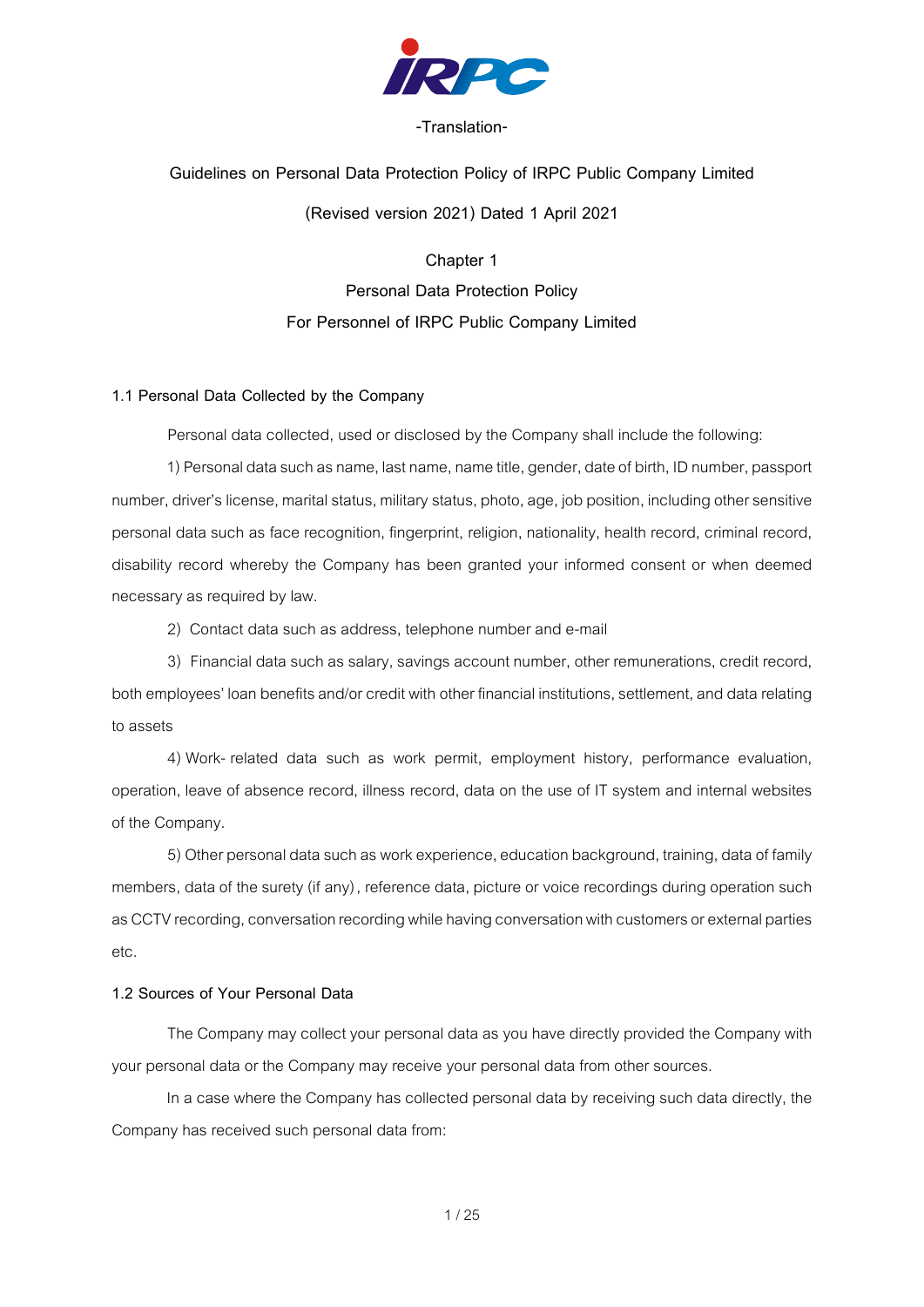-Translation-

# Guidelines on Personal Data Protection Policy of IRPC Public Company Limited

**(Revised version 2021) Dated 1 April 2021**

## Chapter 1
## Personal Data Protection Policy
## For Personnel of IRPC Public Company Limited

### 1.1 Personal Data Collected by the Company

Personal data collected, used or disclosed by the Company shall include the following:

1) Personal data such as name, last name, name title, gender, date of birth, ID number, passport number, driver's license, marital status, military status, photo, age, job position, including other sensitive personal data such as face recognition, fingerprint, religion, nationality, health record, criminal record, disability record whereby the Company has been granted your informed consent or when deemed necessary as required by law.

2) Contact data such as address, telephone number and e-mail

3) Financial data such as salary, savings account number, other remunerations, credit record, both employees' loan benefits and/or credit with other financial institutions, settlement, and data relating to assets

4) Work-related data such as work permit, employment history, performance evaluation, operation, leave of absence record, illness record, data on the use of IT system and internal websites of the Company.

5) Other personal data such as work experience, education background, training, data of family members, data of the surety (if any), reference data, picture or voice recordings during operation such as CCTV recording, conversation recording while having conversation with customers or external parties etc.

### 1.2 Sources of Your Personal Data

The Company may collect your personal data as you have directly provided the Company with your personal data or the Company may receive your personal data from other sources.

In a case where the Company has collected personal data by receiving such data directly, the Company has received such personal data from: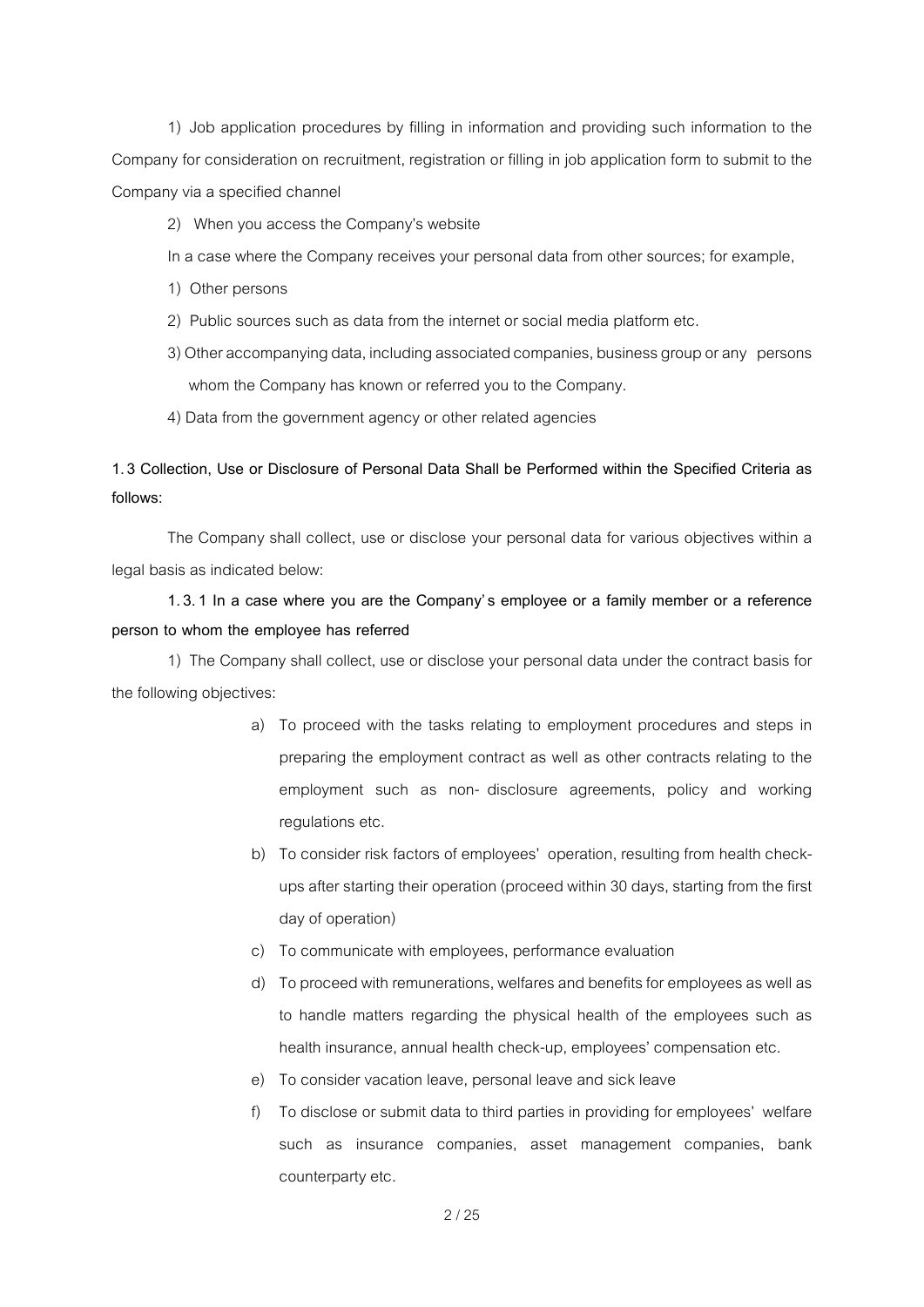1) Job application procedures by filling in information and providing such information to the Company for consideration on recruitment, registration or filling in job application form to submit to the Company via a specified channel

2) When you access the Company's website

In a case where the Company receives your personal data from other sources; for example,

1) Other persons

2) Public sources such as data from the internet or social media platform etc.

3) Other accompanying data, including associated companies, business group or any persons whom the Company has known or referred you to the Company.

4) Data from the government agency or other related agencies

**1.3 Collection, Use or Disclosure of Personal Data Shall be Performed within the Specified Criteria as follows:**

The Company shall collect, use or disclose your personal data for various objectives within a legal basis as indicated below:

**1.3.1 In a case where you are the Company's employee or a family member or a reference person to whom the employee has referred**

1) The Company shall collect, use or disclose your personal data under the contract basis for the following objectives:

a) To proceed with the tasks relating to employment procedures and steps in preparing the employment contract as well as other contracts relating to the employment such as non-disclosure agreements, policy and working regulations etc.

b) To consider risk factors of employees' operation, resulting from health check-ups after starting their operation (proceed within 30 days, starting from the first day of operation)

c) To communicate with employees, performance evaluation

d) To proceed with remunerations, welfares and benefits for employees as well as to handle matters regarding the physical health of the employees such as health insurance, annual health check-up, employees' compensation etc.

e) To consider vacation leave, personal leave and sick leave

f) To disclose or submit data to third parties in providing for employees' welfare such as insurance companies, asset management companies, bank counterparty etc.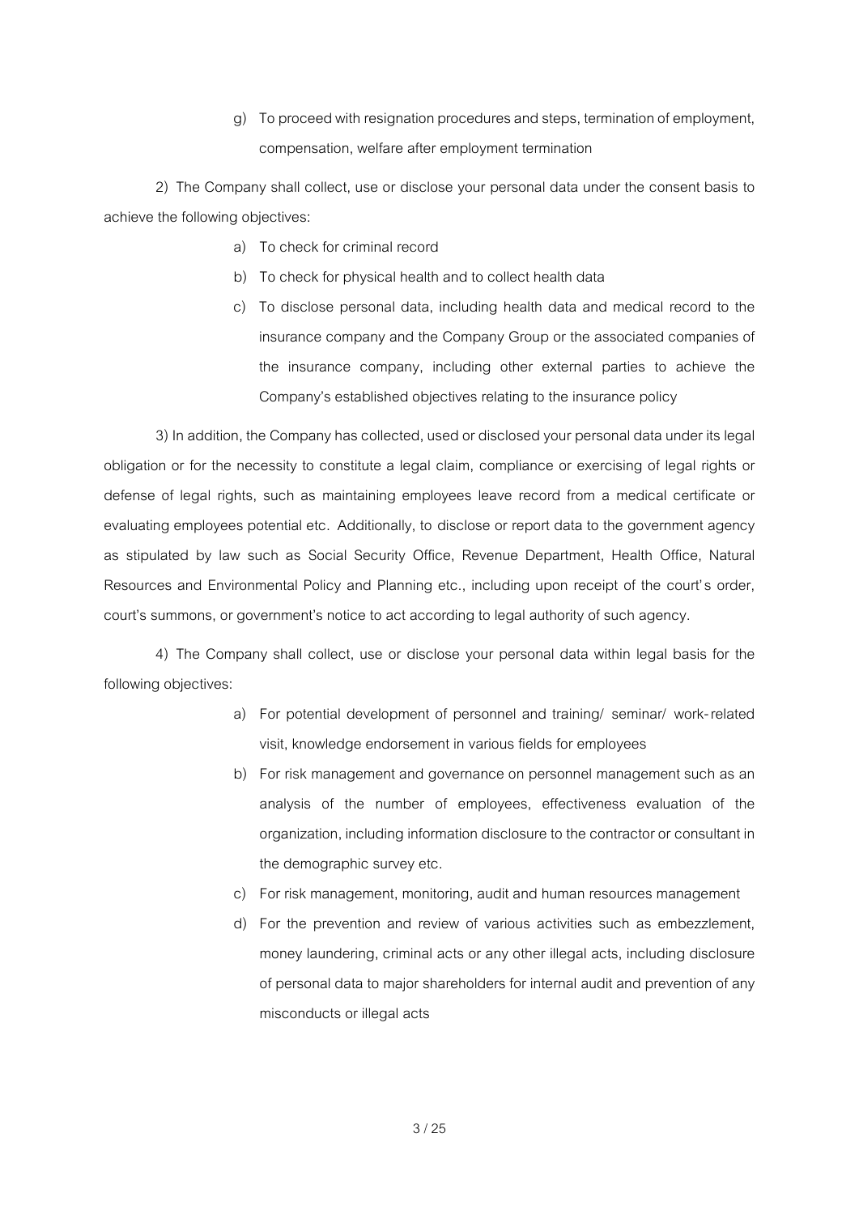g) To proceed with resignation procedures and steps, termination of employment, compensation, welfare after employment termination

2) The Company shall collect, use or disclose your personal data under the consent basis to achieve the following objectives:

a) To check for criminal record
b) To check for physical health and to collect health data
c) To disclose personal data, including health data and medical record to the insurance company and the Company Group or the associated companies of the insurance company, including other external parties to achieve the Company's established objectives relating to the insurance policy

3) In addition, the Company has collected, used or disclosed your personal data under its legal obligation or for the necessity to constitute a legal claim, compliance or exercising of legal rights or defense of legal rights, such as maintaining employees leave record from a medical certificate or evaluating employees potential etc. Additionally, to disclose or report data to the government agency as stipulated by law such as Social Security Office, Revenue Department, Health Office, Natural Resources and Environmental Policy and Planning etc., including upon receipt of the court's order, court's summons, or government's notice to act according to legal authority of such agency.

4) The Company shall collect, use or disclose your personal data within legal basis for the following objectives:

a) For potential development of personnel and training/ seminar/ work-related visit, knowledge endorsement in various fields for employees
b) For risk management and governance on personnel management such as an analysis of the number of employees, effectiveness evaluation of the organization, including information disclosure to the contractor or consultant in the demographic survey etc.
c) For risk management, monitoring, audit and human resources management
d) For the prevention and review of various activities such as embezzlement, money laundering, criminal acts or any other illegal acts, including disclosure of personal data to major shareholders for internal audit and prevention of any misconducts or illegal acts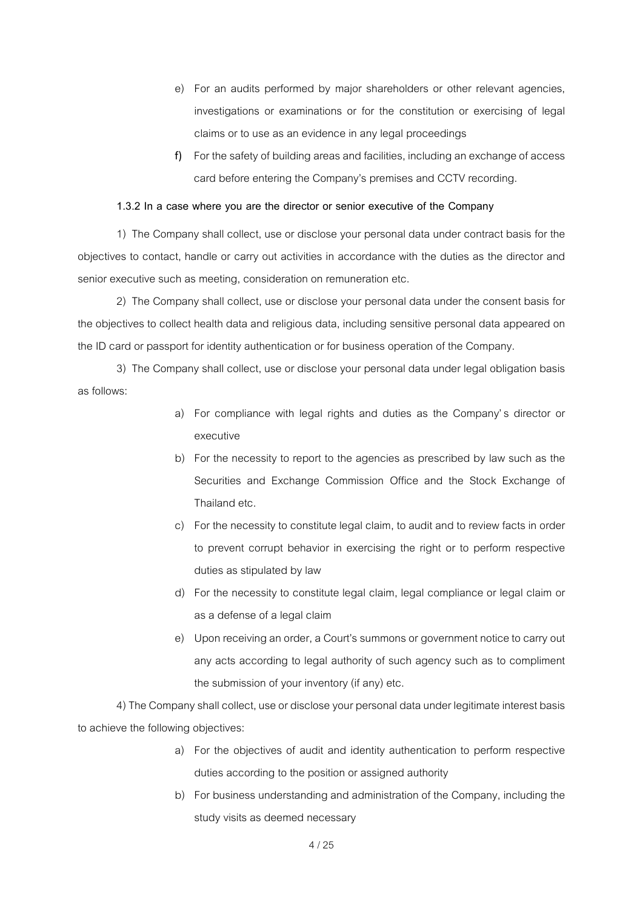e) For an audits performed by major shareholders or other relevant agencies, investigations or examinations or for the constitution or exercising of legal claims or to use as an evidence in any legal proceedings

f) For the safety of building areas and facilities, including an exchange of access card before entering the Company's premises and CCTV recording.

**1.3.2 In a case where you are the director or senior executive of the Company**

1) The Company shall collect, use or disclose your personal data under contract basis for the objectives to contact, handle or carry out activities in accordance with the duties as the director and senior executive such as meeting, consideration on remuneration etc.

2) The Company shall collect, use or disclose your personal data under the consent basis for the objectives to collect health data and religious data, including sensitive personal data appeared on the ID card or passport for identity authentication or for business operation of the Company.

3) The Company shall collect, use or disclose your personal data under legal obligation basis as follows:

a) For compliance with legal rights and duties as the Company's director or executive

b) For the necessity to report to the agencies as prescribed by law such as the Securities and Exchange Commission Office and the Stock Exchange of Thailand etc.

c) For the necessity to constitute legal claim, to audit and to review facts in order to prevent corrupt behavior in exercising the right or to perform respective duties as stipulated by law

d) For the necessity to constitute legal claim, legal compliance or legal claim or as a defense of a legal claim

e) Upon receiving an order, a Court's summons or government notice to carry out any acts according to legal authority of such agency such as to compliment the submission of your inventory (if any) etc.

4) The Company shall collect, use or disclose your personal data under legitimate interest basis to achieve the following objectives:

a) For the objectives of audit and identity authentication to perform respective duties according to the position or assigned authority

b) For business understanding and administration of the Company, including the study visits as deemed necessary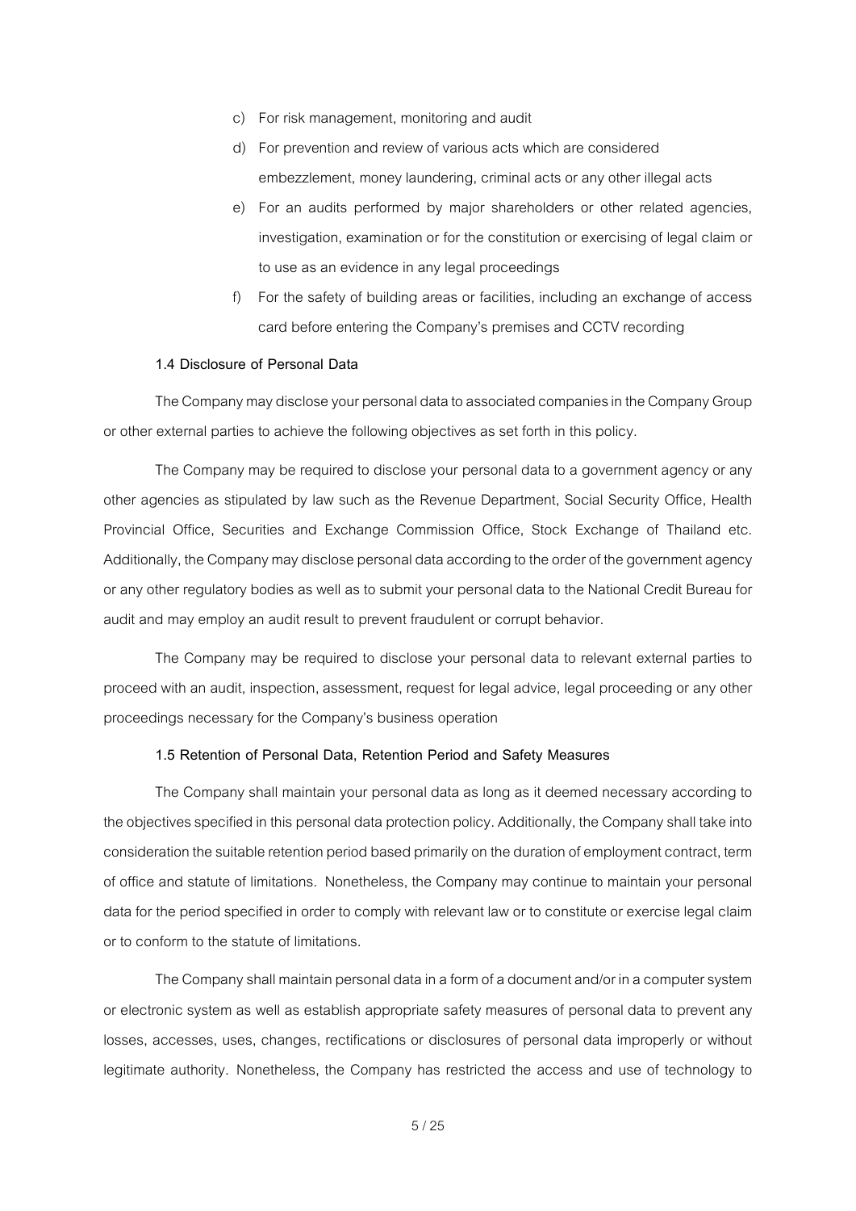c) For risk management, monitoring and audit

d) For prevention and review of various acts which are considered embezzlement, money laundering, criminal acts or any other illegal acts

e) For an audits performed by major shareholders or other related agencies, investigation, examination or for the constitution or exercising of legal claim or to use as an evidence in any legal proceedings

f) For the safety of building areas or facilities, including an exchange of access card before entering the Company's premises and CCTV recording

**1.4 Disclosure of Personal Data**

The Company may disclose your personal data to associated companies in the Company Group or other external parties to achieve the following objectives as set forth in this policy.

The Company may be required to disclose your personal data to a government agency or any other agencies as stipulated by law such as the Revenue Department, Social Security Office, Health Provincial Office, Securities and Exchange Commission Office, Stock Exchange of Thailand etc. Additionally, the Company may disclose personal data according to the order of the government agency or any other regulatory bodies as well as to submit your personal data to the National Credit Bureau for audit and may employ an audit result to prevent fraudulent or corrupt behavior.

The Company may be required to disclose your personal data to relevant external parties to proceed with an audit, inspection, assessment, request for legal advice, legal proceeding or any other proceedings necessary for the Company's business operation

**1.5 Retention of Personal Data, Retention Period and Safety Measures**

The Company shall maintain your personal data as long as it deemed necessary according to the objectives specified in this personal data protection policy. Additionally, the Company shall take into consideration the suitable retention period based primarily on the duration of employment contract, term of office and statute of limitations. Nonetheless, the Company may continue to maintain your personal data for the period specified in order to comply with relevant law or to constitute or exercise legal claim or to conform to the statute of limitations.

The Company shall maintain personal data in a form of a document and/or in a computer system or electronic system as well as establish appropriate safety measures of personal data to prevent any losses, accesses, uses, changes, rectifications or disclosures of personal data improperly or without legitimate authority. Nonetheless, the Company has restricted the access and use of technology to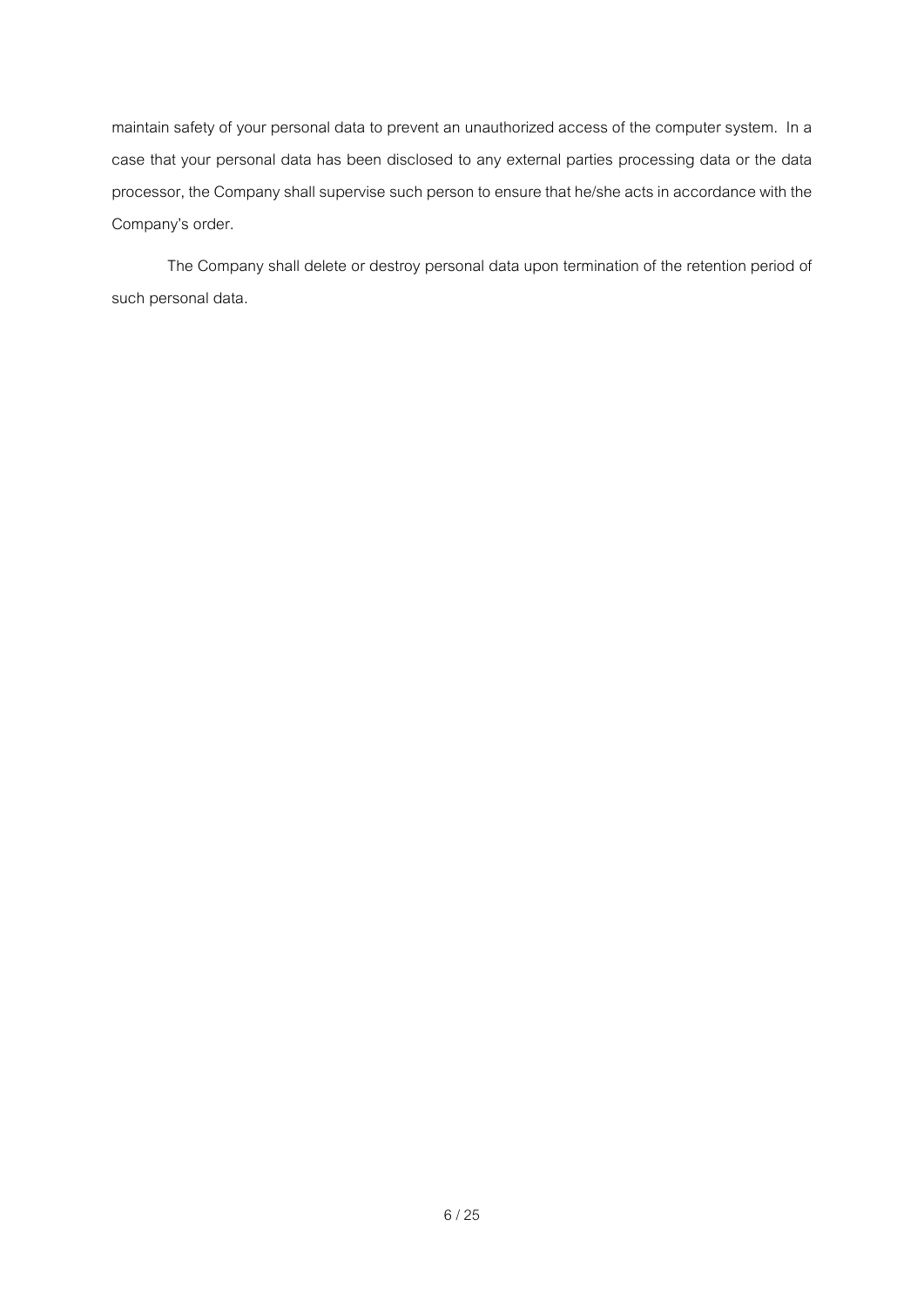maintain safety of your personal data to prevent an unauthorized access of the computer system. In a case that your personal data has been disclosed to any external parties processing data or the data processor, the Company shall supervise such person to ensure that he/she acts in accordance with the Company's order.

The Company shall delete or destroy personal data upon termination of the retention period of such personal data.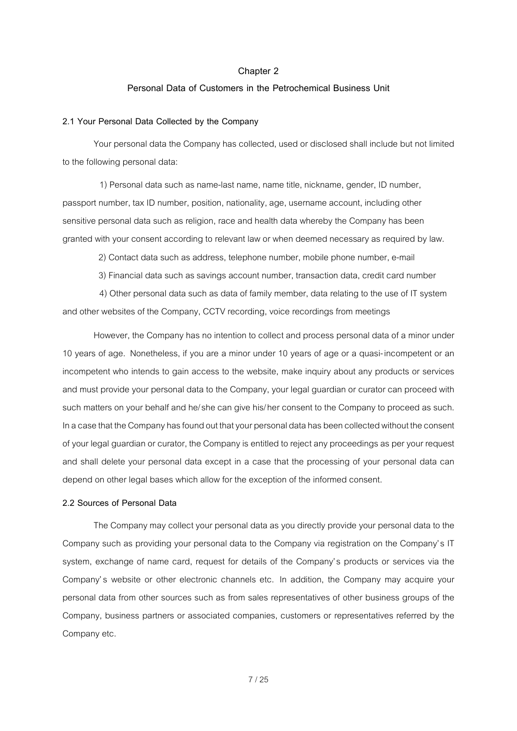# Chapter 2

## Personal Data of Customers in the Petrochemical Business Unit

### 2.1 Your Personal Data Collected by the Company

Your personal data the Company has collected, used or disclosed shall include but not limited to the following personal data:

1) Personal data such as name-last name, name title, nickname, gender, ID number, passport number, tax ID number, position, nationality, age, username account, including other sensitive personal data such as religion, race and health data whereby the Company has been granted with your consent according to relevant law or when deemed necessary as required by law.

2) Contact data such as address, telephone number, mobile phone number, e-mail

3) Financial data such as savings account number, transaction data, credit card number

4) Other personal data such as data of family member, data relating to the use of IT system and other websites of the Company, CCTV recording, voice recordings from meetings

However, the Company has no intention to collect and process personal data of a minor under 10 years of age. Nonetheless, if you are a minor under 10 years of age or a quasi-incompetent or an incompetent who intends to gain access to the website, make inquiry about any products or services and must provide your personal data to the Company, your legal guardian or curator can proceed with such matters on your behalf and he/she can give his/her consent to the Company to proceed as such. In a case that the Company has found out that your personal data has been collected without the consent of your legal guardian or curator, the Company is entitled to reject any proceedings as per your request and shall delete your personal data except in a case that the processing of your personal data can depend on other legal bases which allow for the exception of the informed consent.

### 2.2 Sources of Personal Data

The Company may collect your personal data as you directly provide your personal data to the Company such as providing your personal data to the Company via registration on the Company's IT system, exchange of name card, request for details of the Company's products or services via the Company's website or other electronic channels etc. In addition, the Company may acquire your personal data from other sources such as from sales representatives of other business groups of the Company, business partners or associated companies, customers or representatives referred by the Company etc.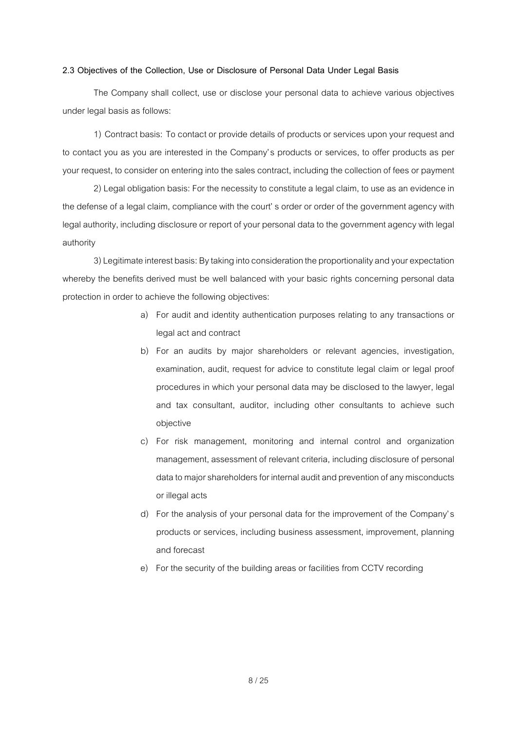**2.3 Objectives of the Collection, Use or Disclosure of Personal Data Under Legal Basis**

The Company shall collect, use or disclose your personal data to achieve various objectives under legal basis as follows:

1) Contract basis: To contact or provide details of products or services upon your request and to contact you as you are interested in the Company's products or services, to offer products as per your request, to consider on entering into the sales contract, including the collection of fees or payment

2) Legal obligation basis: For the necessity to constitute a legal claim, to use as an evidence in the defense of a legal claim, compliance with the court's order or order of the government agency with legal authority, including disclosure or report of your personal data to the government agency with legal authority

3) Legitimate interest basis: By taking into consideration the proportionality and your expectation whereby the benefits derived must be well balanced with your basic rights concerning personal data protection in order to achieve the following objectives:

a) For audit and identity authentication purposes relating to any transactions or legal act and contract
b) For an audits by major shareholders or relevant agencies, investigation, examination, audit, request for advice to constitute legal claim or legal proof procedures in which your personal data may be disclosed to the lawyer, legal and tax consultant, auditor, including other consultants to achieve such objective
c) For risk management, monitoring and internal control and organization management, assessment of relevant criteria, including disclosure of personal data to major shareholders for internal audit and prevention of any misconducts or illegal acts
d) For the analysis of your personal data for the improvement of the Company's products or services, including business assessment, improvement, planning and forecast
e) For the security of the building areas or facilities from CCTV recording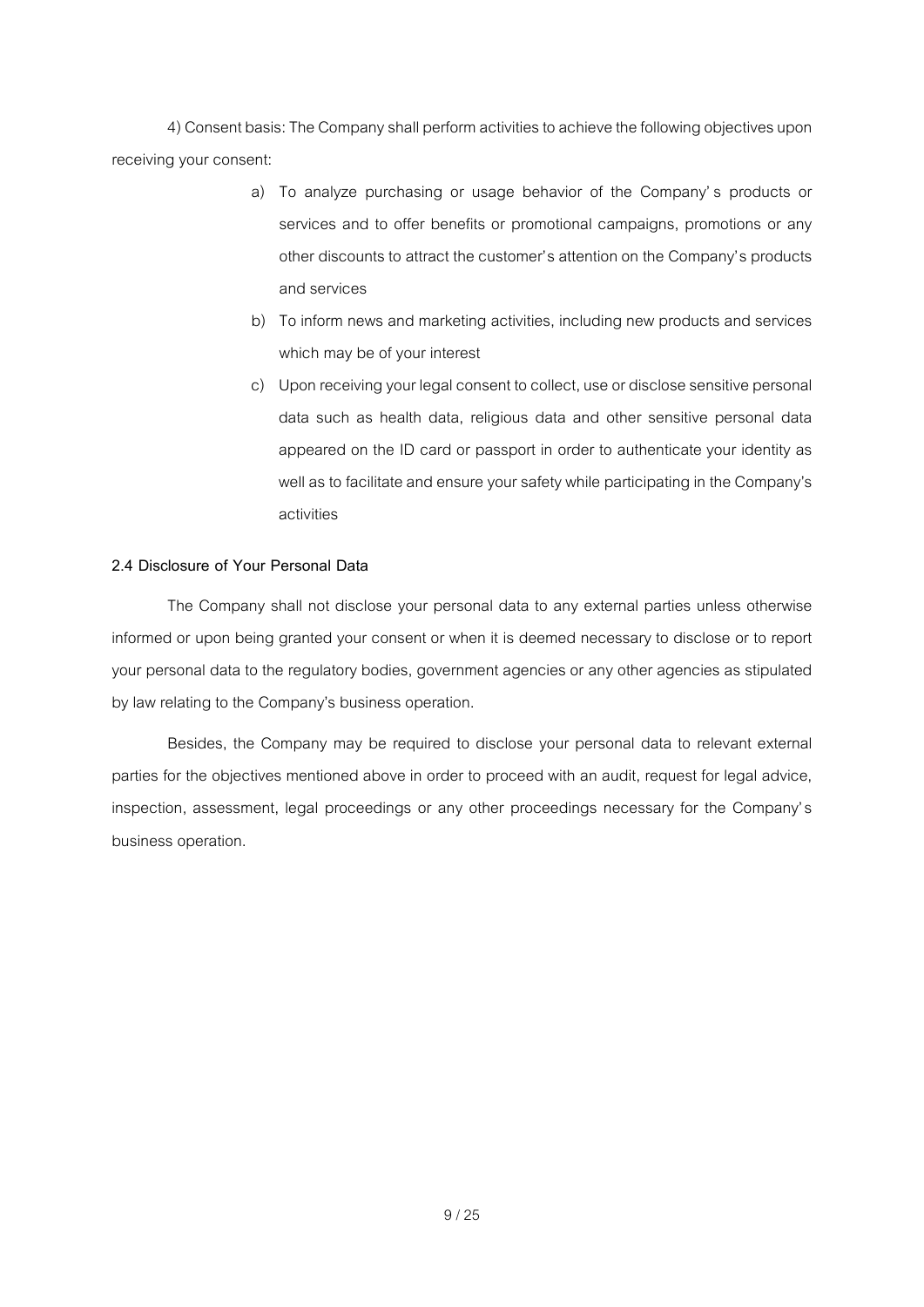4) Consent basis: The Company shall perform activities to achieve the following objectives upon receiving your consent:

a) To analyze purchasing or usage behavior of the Company's products or services and to offer benefits or promotional campaigns, promotions or any other discounts to attract the customer's attention on the Company's products and services

b) To inform news and marketing activities, including new products and services which may be of your interest

c) Upon receiving your legal consent to collect, use or disclose sensitive personal data such as health data, religious data and other sensitive personal data appeared on the ID card or passport in order to authenticate your identity as well as to facilitate and ensure your safety while participating in the Company's activities

**2.4 Disclosure of Your Personal Data**

The Company shall not disclose your personal data to any external parties unless otherwise informed or upon being granted your consent or when it is deemed necessary to disclose or to report your personal data to the regulatory bodies, government agencies or any other agencies as stipulated by law relating to the Company's business operation.

Besides, the Company may be required to disclose your personal data to relevant external parties for the objectives mentioned above in order to proceed with an audit, request for legal advice, inspection, assessment, legal proceedings or any other proceedings necessary for the Company's business operation.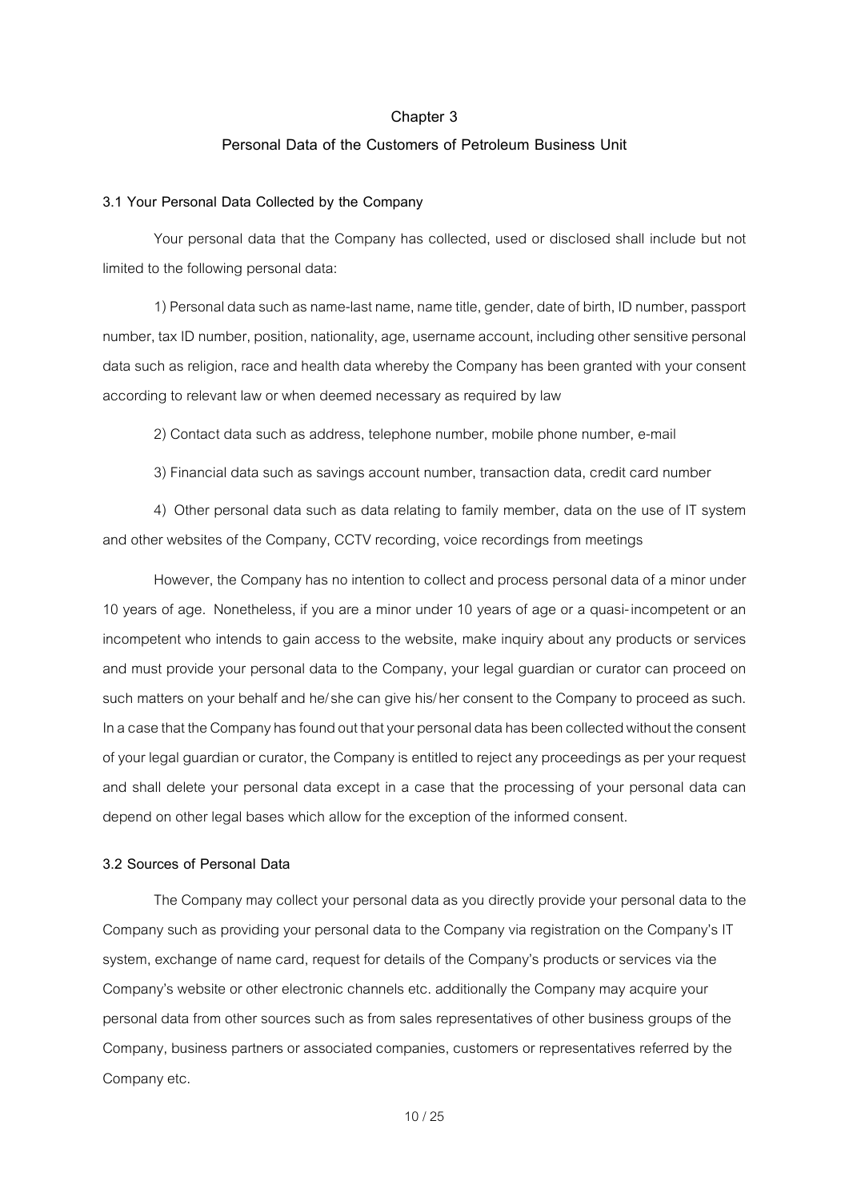## Chapter 3

## Personal Data of the Customers of Petroleum Business Unit

### 3.1 Your Personal Data Collected by the Company

Your personal data that the Company has collected, used or disclosed shall include but not limited to the following personal data:

1) Personal data such as name-last name, name title, gender, date of birth, ID number, passport number, tax ID number, position, nationality, age, username account, including other sensitive personal data such as religion, race and health data whereby the Company has been granted with your consent according to relevant law or when deemed necessary as required by law

2) Contact data such as address, telephone number, mobile phone number, e-mail

3) Financial data such as savings account number, transaction data, credit card number

4) Other personal data such as data relating to family member, data on the use of IT system and other websites of the Company, CCTV recording, voice recordings from meetings

However, the Company has no intention to collect and process personal data of a minor under 10 years of age. Nonetheless, if you are a minor under 10 years of age or a quasi-incompetent or an incompetent who intends to gain access to the website, make inquiry about any products or services and must provide your personal data to the Company, your legal guardian or curator can proceed on such matters on your behalf and he/she can give his/her consent to the Company to proceed as such. In a case that the Company has found out that your personal data has been collected without the consent of your legal guardian or curator, the Company is entitled to reject any proceedings as per your request and shall delete your personal data except in a case that the processing of your personal data can depend on other legal bases which allow for the exception of the informed consent.

### 3.2 Sources of Personal Data

The Company may collect your personal data as you directly provide your personal data to the Company such as providing your personal data to the Company via registration on the Company's IT system, exchange of name card, request for details of the Company's products or services via the Company's website or other electronic channels etc. additionally the Company may acquire your personal data from other sources such as from sales representatives of other business groups of the Company, business partners or associated companies, customers or representatives referred by the Company etc.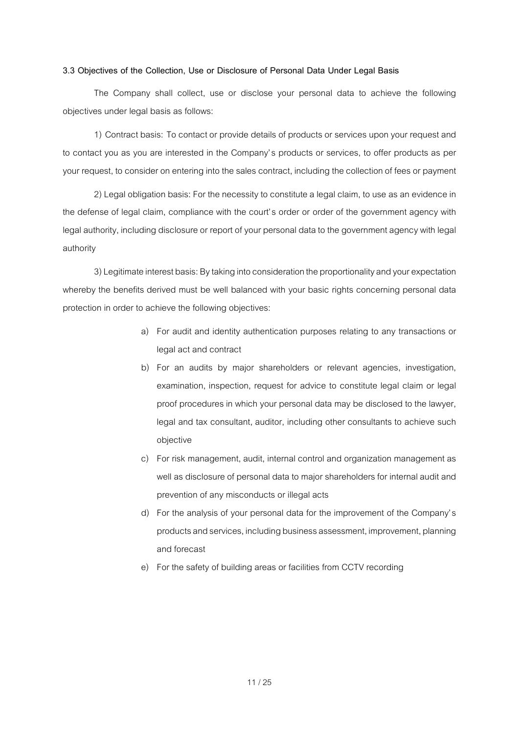**3.3 Objectives of the Collection, Use or Disclosure of Personal Data Under Legal Basis**

The Company shall collect, use or disclose your personal data to achieve the following objectives under legal basis as follows:

1) Contract basis: To contact or provide details of products or services upon your request and to contact you as you are interested in the Company's products or services, to offer products as per your request, to consider on entering into the sales contract, including the collection of fees or payment

2) Legal obligation basis: For the necessity to constitute a legal claim, to use as an evidence in the defense of legal claim, compliance with the court's order or order of the government agency with legal authority, including disclosure or report of your personal data to the government agency with legal authority

3) Legitimate interest basis: By taking into consideration the proportionality and your expectation whereby the benefits derived must be well balanced with your basic rights concerning personal data protection in order to achieve the following objectives:

a) For audit and identity authentication purposes relating to any transactions or legal act and contract
b) For an audits by major shareholders or relevant agencies, investigation, examination, inspection, request for advice to constitute legal claim or legal proof procedures in which your personal data may be disclosed to the lawyer, legal and tax consultant, auditor, including other consultants to achieve such objective
c) For risk management, audit, internal control and organization management as well as disclosure of personal data to major shareholders for internal audit and prevention of any misconducts or illegal acts
d) For the analysis of your personal data for the improvement of the Company's products and services, including business assessment, improvement, planning and forecast
e) For the safety of building areas or facilities from CCTV recording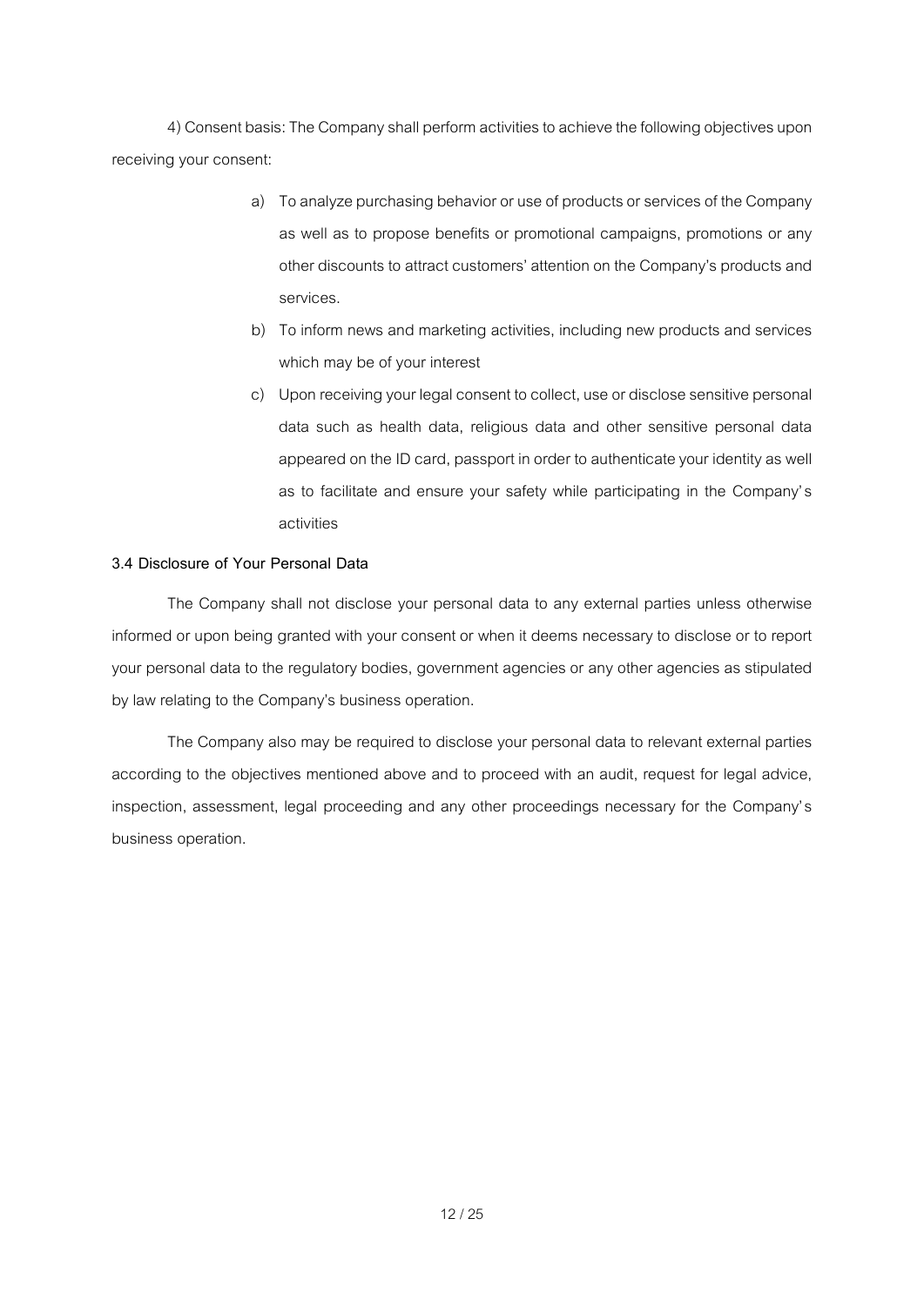4) Consent basis: The Company shall perform activities to achieve the following objectives upon receiving your consent:

a) To analyze purchasing behavior or use of products or services of the Company as well as to propose benefits or promotional campaigns, promotions or any other discounts to attract customers' attention on the Company's products and services.

b) To inform news and marketing activities, including new products and services which may be of your interest

c) Upon receiving your legal consent to collect, use or disclose sensitive personal data such as health data, religious data and other sensitive personal data appeared on the ID card, passport in order to authenticate your identity as well as to facilitate and ensure your safety while participating in the Company's activities

**3.4 Disclosure of Your Personal Data**

The Company shall not disclose your personal data to any external parties unless otherwise informed or upon being granted with your consent or when it deems necessary to disclose or to report your personal data to the regulatory bodies, government agencies or any other agencies as stipulated by law relating to the Company's business operation.

The Company also may be required to disclose your personal data to relevant external parties according to the objectives mentioned above and to proceed with an audit, request for legal advice, inspection, assessment, legal proceeding and any other proceedings necessary for the Company's business operation.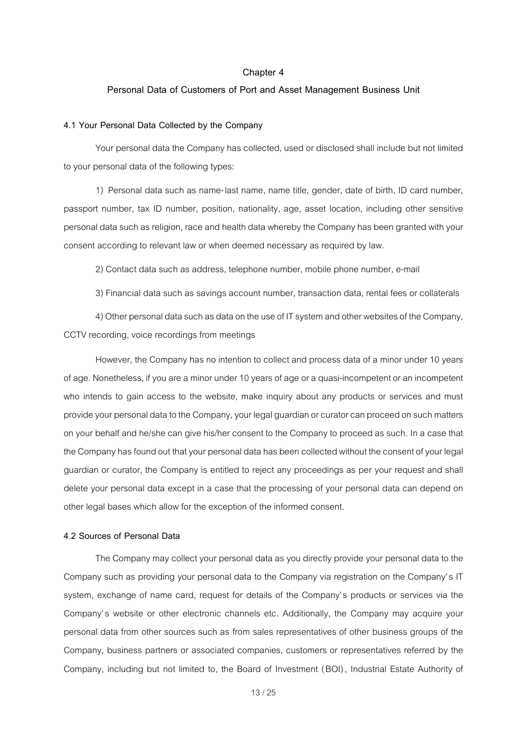# Chapter 4

## Personal Data of Customers of Port and Asset Management Business Unit

### 4.1 Your Personal Data Collected by the Company

Your personal data the Company has collected, used or disclosed shall include but not limited to your personal data of the following types:

1) Personal data such as name-last name, name title, gender, date of birth, ID card number, passport number, tax ID number, position, nationality, age, asset location, including other sensitive personal data such as religion, race and health data whereby the Company has been granted with your consent according to relevant law or when deemed necessary as required by law.

2) Contact data such as address, telephone number, mobile phone number, e-mail

3) Financial data such as savings account number, transaction data, rental fees or collaterals

4) Other personal data such as data on the use of IT system and other websites of the Company, CCTV recording, voice recordings from meetings

However, the Company has no intention to collect and process data of a minor under 10 years of age. Nonetheless, if you are a minor under 10 years of age or a quasi-incompetent or an incompetent who intends to gain access to the website, make inquiry about any products or services and must provide your personal data to the Company, your legal guardian or curator can proceed on such matters on your behalf and he/she can give his/her consent to the Company to proceed as such. In a case that the Company has found out that your personal data has been collected without the consent of your legal guardian or curator, the Company is entitled to reject any proceedings as per your request and shall delete your personal data except in a case that the processing of your personal data can depend on other legal bases which allow for the exception of the informed consent.

### 4.2 Sources of Personal Data

The Company may collect your personal data as you directly provide your personal data to the Company such as providing your personal data to the Company via registration on the Company's IT system, exchange of name card, request for details of the Company's products or services via the Company's website or other electronic channels etc. Additionally, the Company may acquire your personal data from other sources such as from sales representatives of other business groups of the Company, business partners or associated companies, customers or representatives referred by the Company, including but not limited to, the Board of Investment (BOI), Industrial Estate Authority of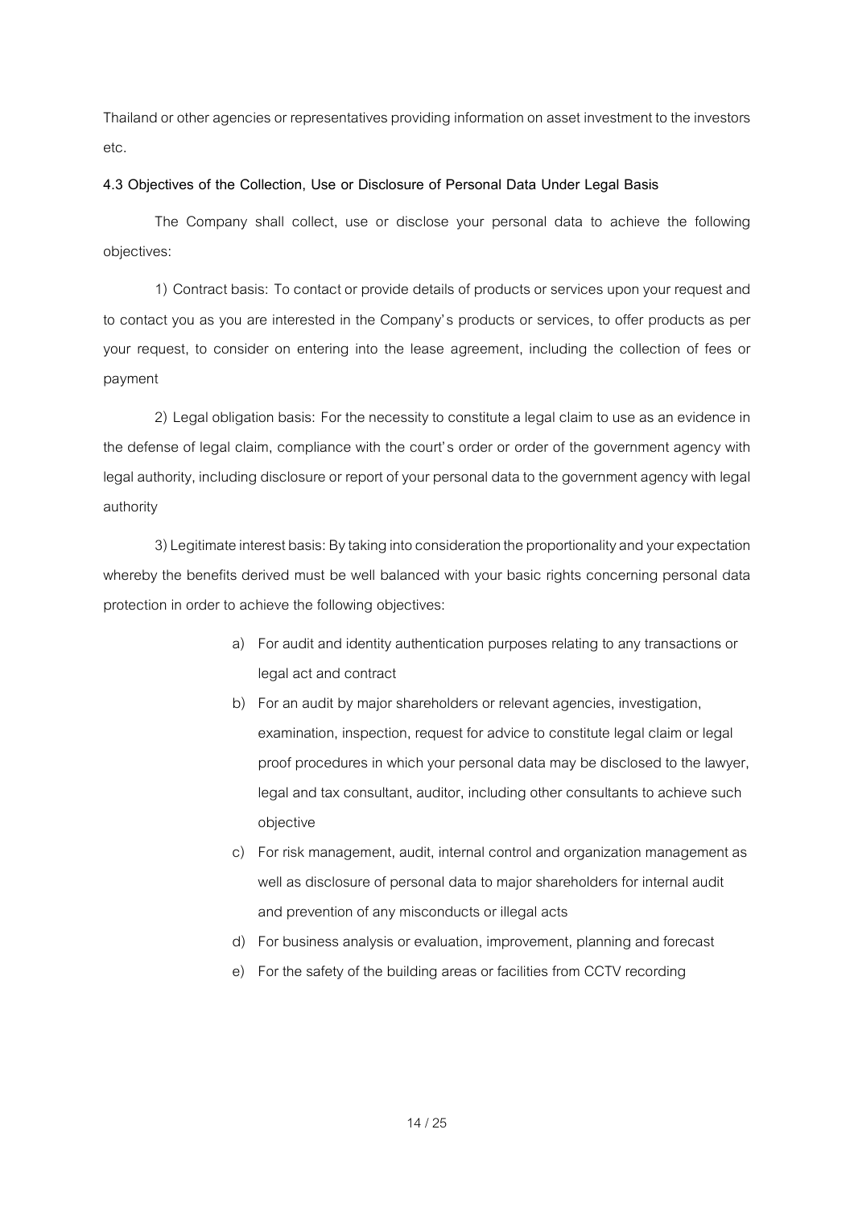Thailand or other agencies or representatives providing information on asset investment to the investors etc.

**4.3 Objectives of the Collection, Use or Disclosure of Personal Data Under Legal Basis**

The Company shall collect, use or disclose your personal data to achieve the following objectives:

1) Contract basis: To contact or provide details of products or services upon your request and to contact you as you are interested in the Company's products or services, to offer products as per your request, to consider on entering into the lease agreement, including the collection of fees or payment

2) Legal obligation basis: For the necessity to constitute a legal claim to use as an evidence in the defense of legal claim, compliance with the court's order or order of the government agency with legal authority, including disclosure or report of your personal data to the government agency with legal authority

3) Legitimate interest basis: By taking into consideration the proportionality and your expectation whereby the benefits derived must be well balanced with your basic rights concerning personal data protection in order to achieve the following objectives:

a) For audit and identity authentication purposes relating to any transactions or legal act and contract
b) For an audit by major shareholders or relevant agencies, investigation, examination, inspection, request for advice to constitute legal claim or legal proof procedures in which your personal data may be disclosed to the lawyer, legal and tax consultant, auditor, including other consultants to achieve such objective
c) For risk management, audit, internal control and organization management as well as disclosure of personal data to major shareholders for internal audit and prevention of any misconducts or illegal acts
d) For business analysis or evaluation, improvement, planning and forecast
e) For the safety of the building areas or facilities from CCTV recording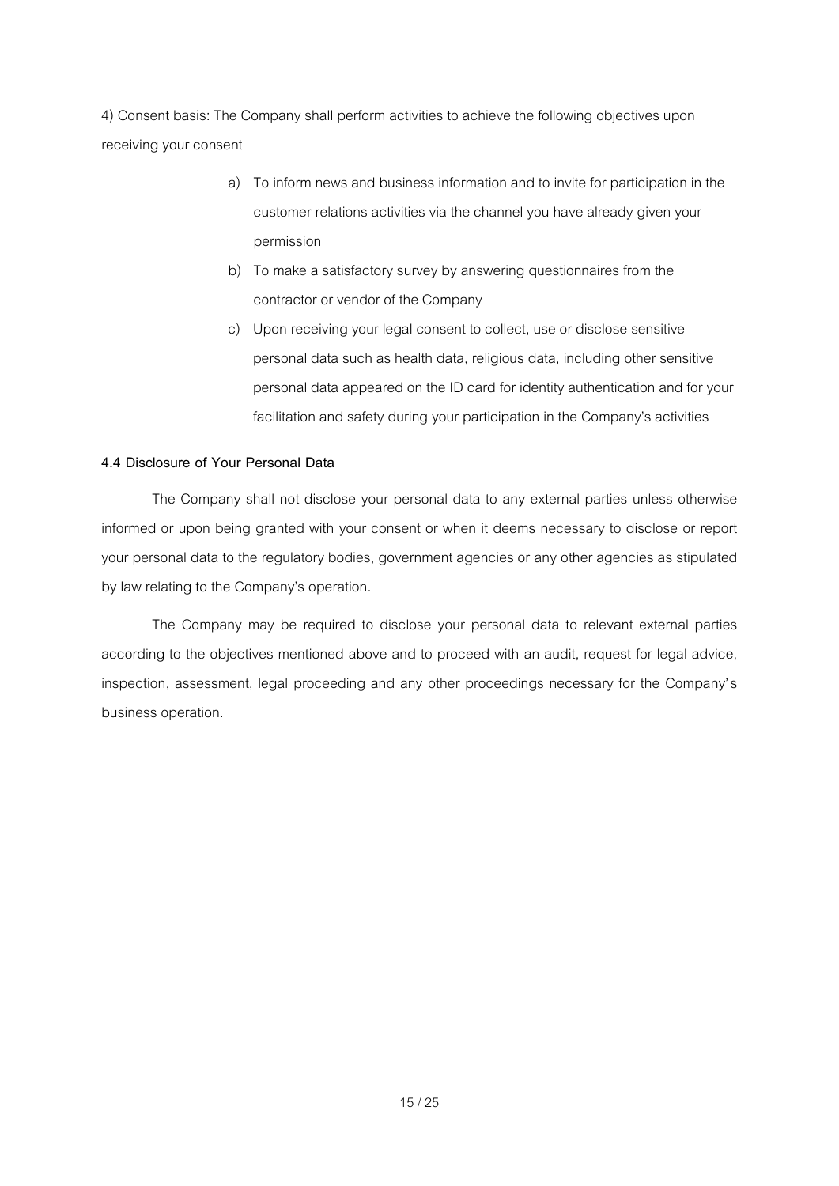4) Consent basis: The Company shall perform activities to achieve the following objectives upon receiving your consent

a) To inform news and business information and to invite for participation in the customer relations activities via the channel you have already given your permission

b) To make a satisfactory survey by answering questionnaires from the contractor or vendor of the Company

c) Upon receiving your legal consent to collect, use or disclose sensitive personal data such as health data, religious data, including other sensitive personal data appeared on the ID card for identity authentication and for your facilitation and safety during your participation in the Company's activities

#### 4.4 Disclosure of Your Personal Data

The Company shall not disclose your personal data to any external parties unless otherwise informed or upon being granted with your consent or when it deems necessary to disclose or report your personal data to the regulatory bodies, government agencies or any other agencies as stipulated by law relating to the Company's operation.

The Company may be required to disclose your personal data to relevant external parties according to the objectives mentioned above and to proceed with an audit, request for legal advice, inspection, assessment, legal proceeding and any other proceedings necessary for the Company's business operation.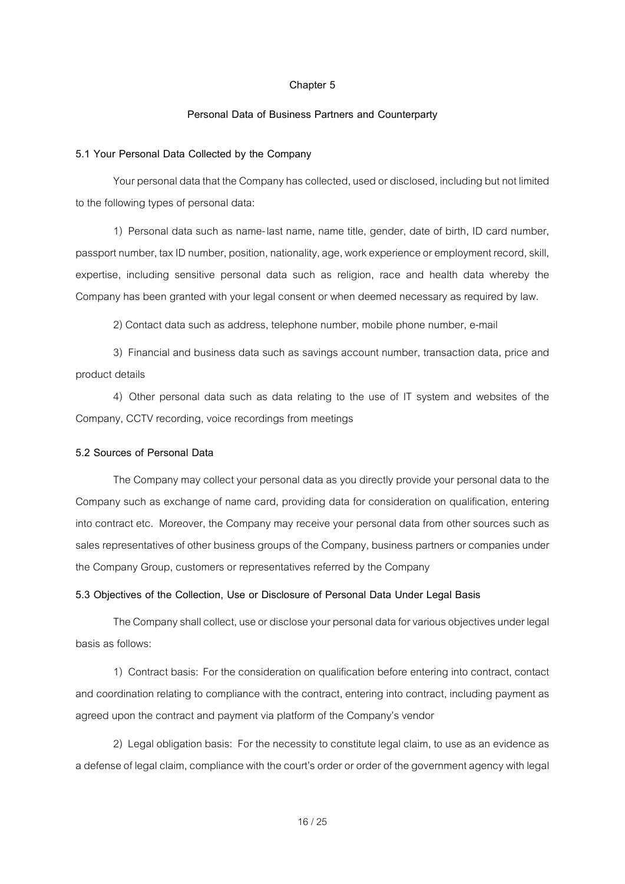# Chapter 5

## Personal Data of Business Partners and Counterparty

### 5.1 Your Personal Data Collected by the Company

Your personal data that the Company has collected, used or disclosed, including but not limited to the following types of personal data:

1) Personal data such as name-last name, name title, gender, date of birth, ID card number, passport number, tax ID number, position, nationality, age, work experience or employment record, skill, expertise, including sensitive personal data such as religion, race and health data whereby the Company has been granted with your legal consent or when deemed necessary as required by law.

2) Contact data such as address, telephone number, mobile phone number, e-mail

3) Financial and business data such as savings account number, transaction data, price and product details

4) Other personal data such as data relating to the use of IT system and websites of the Company, CCTV recording, voice recordings from meetings

### 5.2 Sources of Personal Data

The Company may collect your personal data as you directly provide your personal data to the Company such as exchange of name card, providing data for consideration on qualification, entering into contract etc. Moreover, the Company may receive your personal data from other sources such as sales representatives of other business groups of the Company, business partners or companies under the Company Group, customers or representatives referred by the Company

### 5.3 Objectives of the Collection, Use or Disclosure of Personal Data Under Legal Basis

The Company shall collect, use or disclose your personal data for various objectives under legal basis as follows:

1) Contract basis: For the consideration on qualification before entering into contract, contact and coordination relating to compliance with the contract, entering into contract, including payment as agreed upon the contract and payment via platform of the Company's vendor

2) Legal obligation basis: For the necessity to constitute legal claim, to use as an evidence as a defense of legal claim, compliance with the court's order or order of the government agency with legal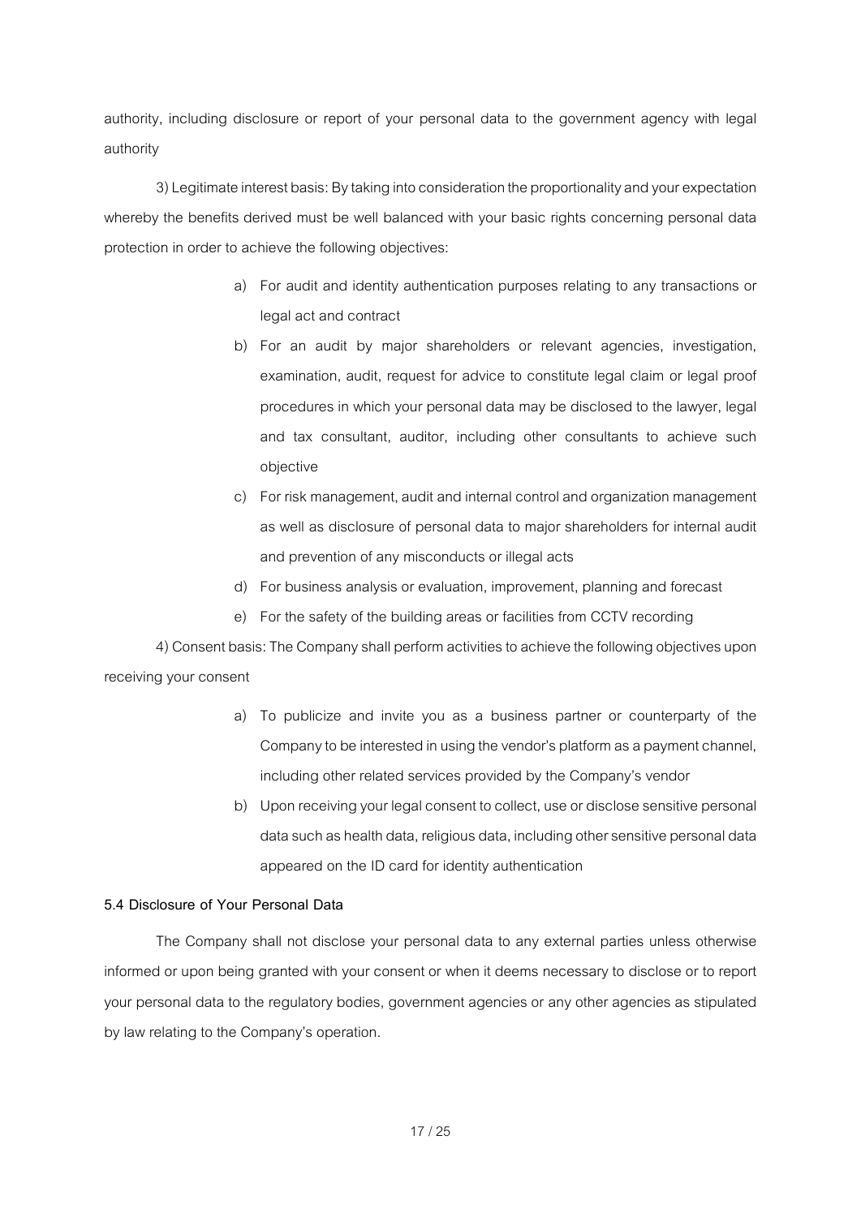authority, including disclosure or report of your personal data to the government agency with legal authority

3) Legitimate interest basis: By taking into consideration the proportionality and your expectation whereby the benefits derived must be well balanced with your basic rights concerning personal data protection in order to achieve the following objectives:

a) For audit and identity authentication purposes relating to any transactions or legal act and contract
b) For an audit by major shareholders or relevant agencies, investigation, examination, audit, request for advice to constitute legal claim or legal proof procedures in which your personal data may be disclosed to the lawyer, legal and tax consultant, auditor, including other consultants to achieve such objective
c) For risk management, audit and internal control and organization management as well as disclosure of personal data to major shareholders for internal audit and prevention of any misconducts or illegal acts
d) For business analysis or evaluation, improvement, planning and forecast
e) For the safety of the building areas or facilities from CCTV recording

4) Consent basis: The Company shall perform activities to achieve the following objectives upon receiving your consent

a) To publicize and invite you as a business partner or counterparty of the Company to be interested in using the vendor's platform as a payment channel, including other related services provided by the Company's vendor
b) Upon receiving your legal consent to collect, use or disclose sensitive personal data such as health data, religious data, including other sensitive personal data appeared on the ID card for identity authentication

**5.4 Disclosure of Your Personal Data**

The Company shall not disclose your personal data to any external parties unless otherwise informed or upon being granted with your consent or when it deems necessary to disclose or to report your personal data to the regulatory bodies, government agencies or any other agencies as stipulated by law relating to the Company's operation.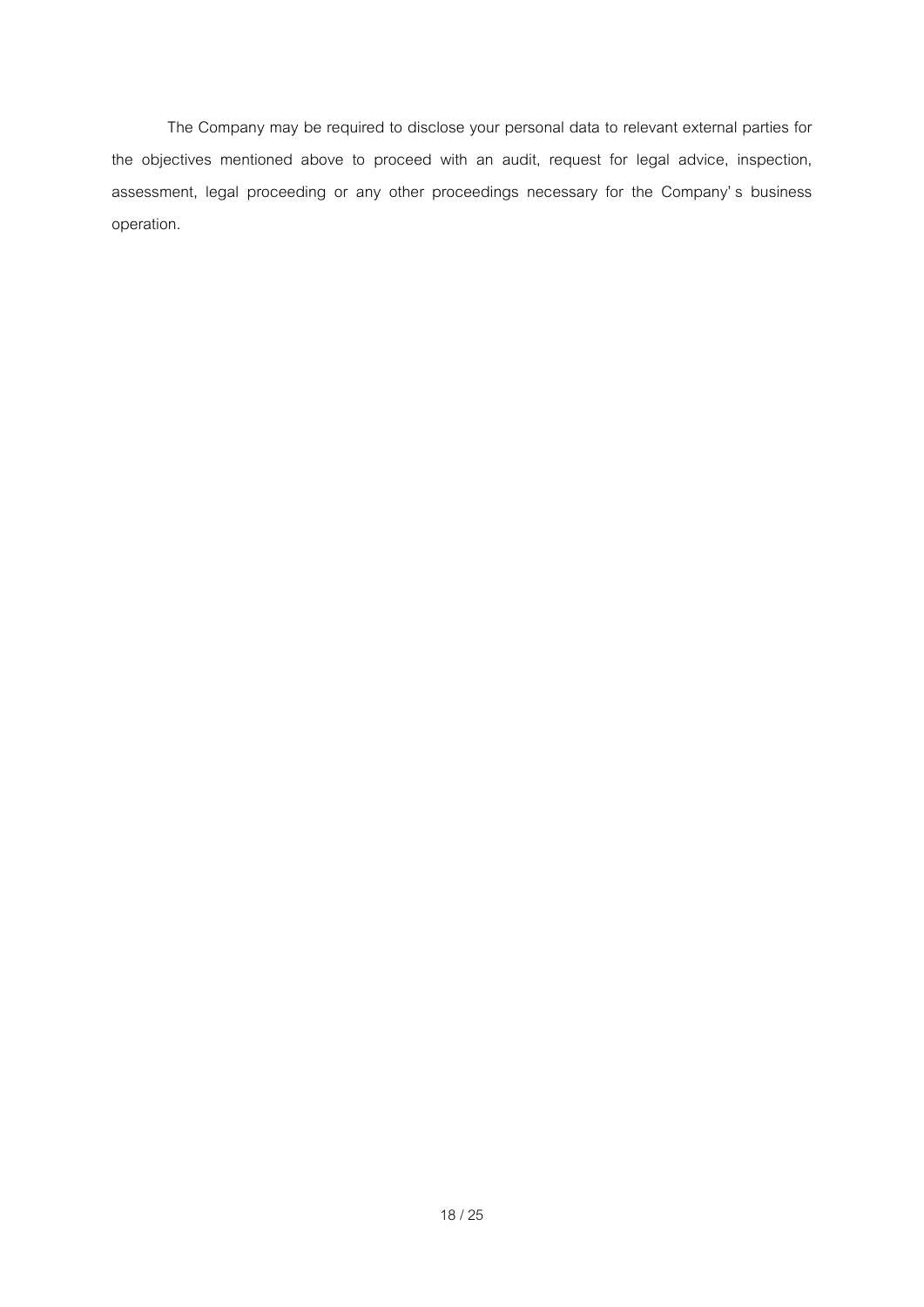The Company may be required to disclose your personal data to relevant external parties for the objectives mentioned above to proceed with an audit, request for legal advice, inspection, assessment, legal proceeding or any other proceedings necessary for the Company's business operation.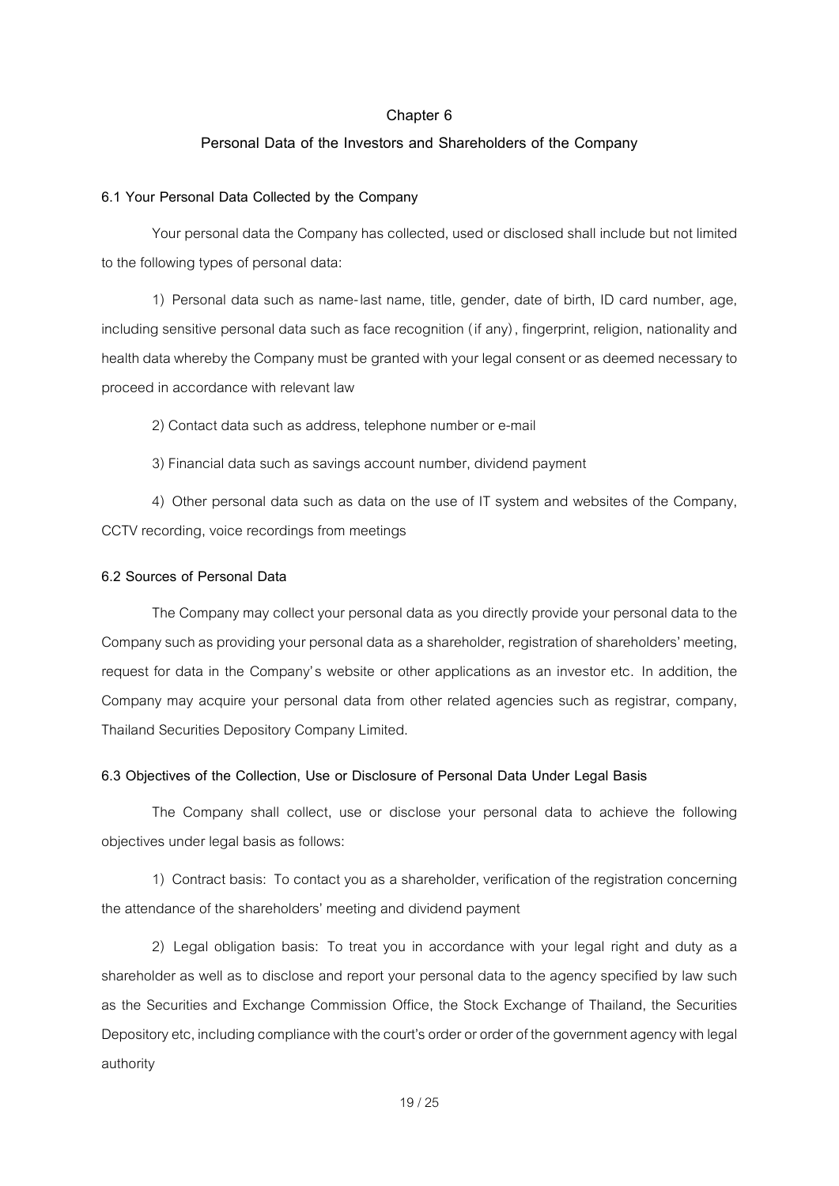# Chapter 6

## Personal Data of the Investors and Shareholders of the Company

### 6.1 Your Personal Data Collected by the Company

Your personal data the Company has collected, used or disclosed shall include but not limited to the following types of personal data:

1) Personal data such as name-last name, title, gender, date of birth, ID card number, age, including sensitive personal data such as face recognition (if any), fingerprint, religion, nationality and health data whereby the Company must be granted with your legal consent or as deemed necessary to proceed in accordance with relevant law

2) Contact data such as address, telephone number or e-mail

3) Financial data such as savings account number, dividend payment

4) Other personal data such as data on the use of IT system and websites of the Company, CCTV recording, voice recordings from meetings

### 6.2 Sources of Personal Data

The Company may collect your personal data as you directly provide your personal data to the Company such as providing your personal data as a shareholder, registration of shareholders' meeting, request for data in the Company's website or other applications as an investor etc. In addition, the Company may acquire your personal data from other related agencies such as registrar, company, Thailand Securities Depository Company Limited.

### 6.3 Objectives of the Collection, Use or Disclosure of Personal Data Under Legal Basis

The Company shall collect, use or disclose your personal data to achieve the following objectives under legal basis as follows:

1) Contract basis: To contact you as a shareholder, verification of the registration concerning the attendance of the shareholders' meeting and dividend payment

2) Legal obligation basis: To treat you in accordance with your legal right and duty as a shareholder as well as to disclose and report your personal data to the agency specified by law such as the Securities and Exchange Commission Office, the Stock Exchange of Thailand, the Securities Depository etc, including compliance with the court's order or order of the government agency with legal authority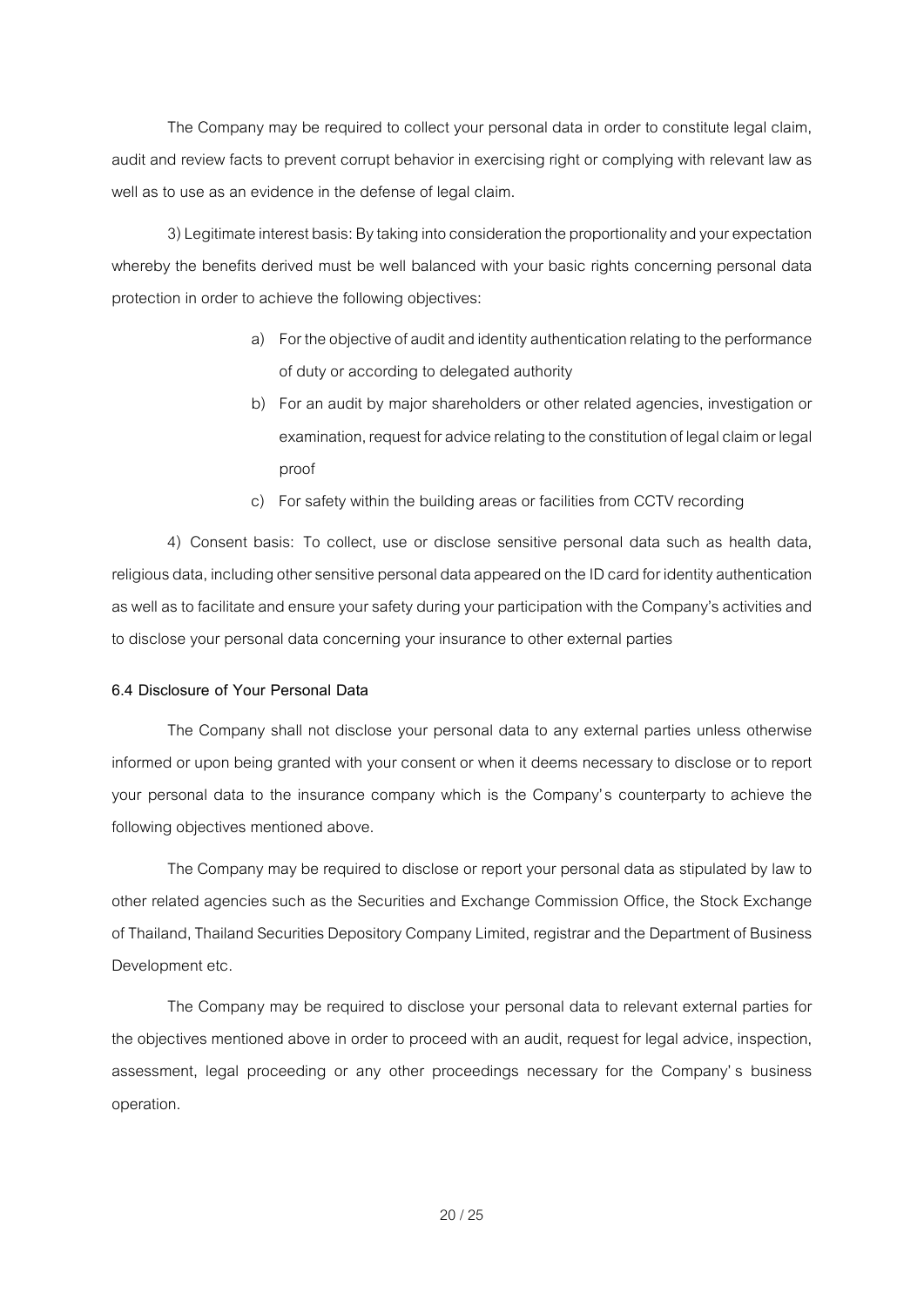The Company may be required to collect your personal data in order to constitute legal claim, audit and review facts to prevent corrupt behavior in exercising right or complying with relevant law as well as to use as an evidence in the defense of legal claim.

3) Legitimate interest basis: By taking into consideration the proportionality and your expectation whereby the benefits derived must be well balanced with your basic rights concerning personal data protection in order to achieve the following objectives:

a) For the objective of audit and identity authentication relating to the performance of duty or according to delegated authority
b) For an audit by major shareholders or other related agencies, investigation or examination, request for advice relating to the constitution of legal claim or legal proof
c) For safety within the building areas or facilities from CCTV recording

4) Consent basis: To collect, use or disclose sensitive personal data such as health data, religious data, including other sensitive personal data appeared on the ID card for identity authentication as well as to facilitate and ensure your safety during your participation with the Company's activities and to disclose your personal data concerning your insurance to other external parties

**6.4 Disclosure of Your Personal Data**

The Company shall not disclose your personal data to any external parties unless otherwise informed or upon being granted with your consent or when it deems necessary to disclose or to report your personal data to the insurance company which is the Company's counterparty to achieve the following objectives mentioned above.

The Company may be required to disclose or report your personal data as stipulated by law to other related agencies such as the Securities and Exchange Commission Office, the Stock Exchange of Thailand, Thailand Securities Depository Company Limited, registrar and the Department of Business Development etc.

The Company may be required to disclose your personal data to relevant external parties for the objectives mentioned above in order to proceed with an audit, request for legal advice, inspection, assessment, legal proceeding or any other proceedings necessary for the Company's business operation.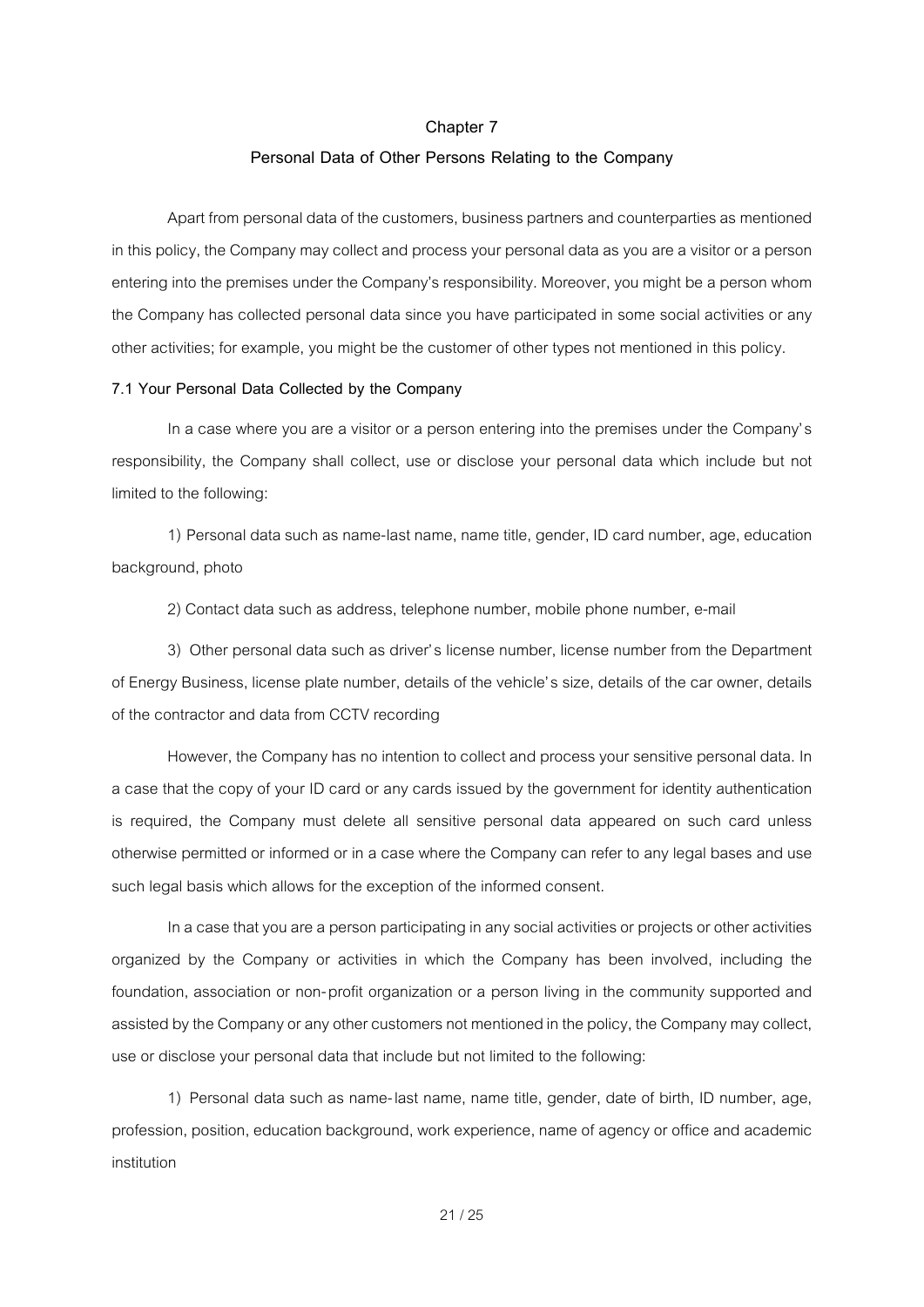# Chapter 7

## Personal Data of Other Persons Relating to the Company

Apart from personal data of the customers, business partners and counterparties as mentioned in this policy, the Company may collect and process your personal data as you are a visitor or a person entering into the premises under the Company's responsibility. Moreover, you might be a person whom the Company has collected personal data since you have participated in some social activities or any other activities; for example, you might be the customer of other types not mentioned in this policy.

**7.1 Your Personal Data Collected by the Company**

In a case where you are a visitor or a person entering into the premises under the Company's responsibility, the Company shall collect, use or disclose your personal data which include but not limited to the following:

1) Personal data such as name-last name, name title, gender, ID card number, age, education background, photo

2) Contact data such as address, telephone number, mobile phone number, e-mail

3) Other personal data such as driver's license number, license number from the Department of Energy Business, license plate number, details of the vehicle's size, details of the car owner, details of the contractor and data from CCTV recording

However, the Company has no intention to collect and process your sensitive personal data. In a case that the copy of your ID card or any cards issued by the government for identity authentication is required, the Company must delete all sensitive personal data appeared on such card unless otherwise permitted or informed or in a case where the Company can refer to any legal bases and use such legal basis which allows for the exception of the informed consent.

In a case that you are a person participating in any social activities or projects or other activities organized by the Company or activities in which the Company has been involved, including the foundation, association or non-profit organization or a person living in the community supported and assisted by the Company or any other customers not mentioned in the policy, the Company may collect, use or disclose your personal data that include but not limited to the following:

1) Personal data such as name-last name, name title, gender, date of birth, ID number, age, profession, position, education background, work experience, name of agency or office and academic institution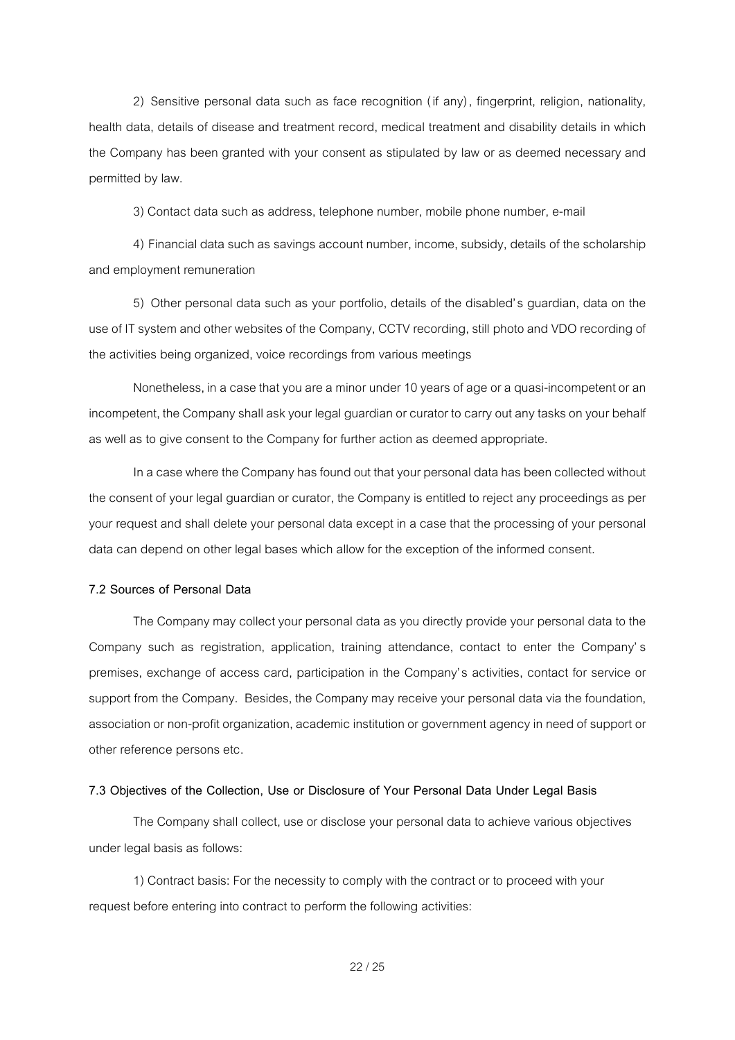2) Sensitive personal data such as face recognition (if any), fingerprint, religion, nationality, health data, details of disease and treatment record, medical treatment and disability details in which the Company has been granted with your consent as stipulated by law or as deemed necessary and permitted by law.

3) Contact data such as address, telephone number, mobile phone number, e-mail

4) Financial data such as savings account number, income, subsidy, details of the scholarship and employment remuneration

5) Other personal data such as your portfolio, details of the disabled's guardian, data on the use of IT system and other websites of the Company, CCTV recording, still photo and VDO recording of the activities being organized, voice recordings from various meetings

Nonetheless, in a case that you are a minor under 10 years of age or a quasi-incompetent or an incompetent, the Company shall ask your legal guardian or curator to carry out any tasks on your behalf as well as to give consent to the Company for further action as deemed appropriate.

In a case where the Company has found out that your personal data has been collected without the consent of your legal guardian or curator, the Company is entitled to reject any proceedings as per your request and shall delete your personal data except in a case that the processing of your personal data can depend on other legal bases which allow for the exception of the informed consent.

**7.2 Sources of Personal Data**

The Company may collect your personal data as you directly provide your personal data to the Company such as registration, application, training attendance, contact to enter the Company's premises, exchange of access card, participation in the Company's activities, contact for service or support from the Company. Besides, the Company may receive your personal data via the foundation, association or non-profit organization, academic institution or government agency in need of support or other reference persons etc.

**7.3 Objectives of the Collection, Use or Disclosure of Your Personal Data Under Legal Basis**

The Company shall collect, use or disclose your personal data to achieve various objectives under legal basis as follows:

1) Contract basis: For the necessity to comply with the contract or to proceed with your request before entering into contract to perform the following activities: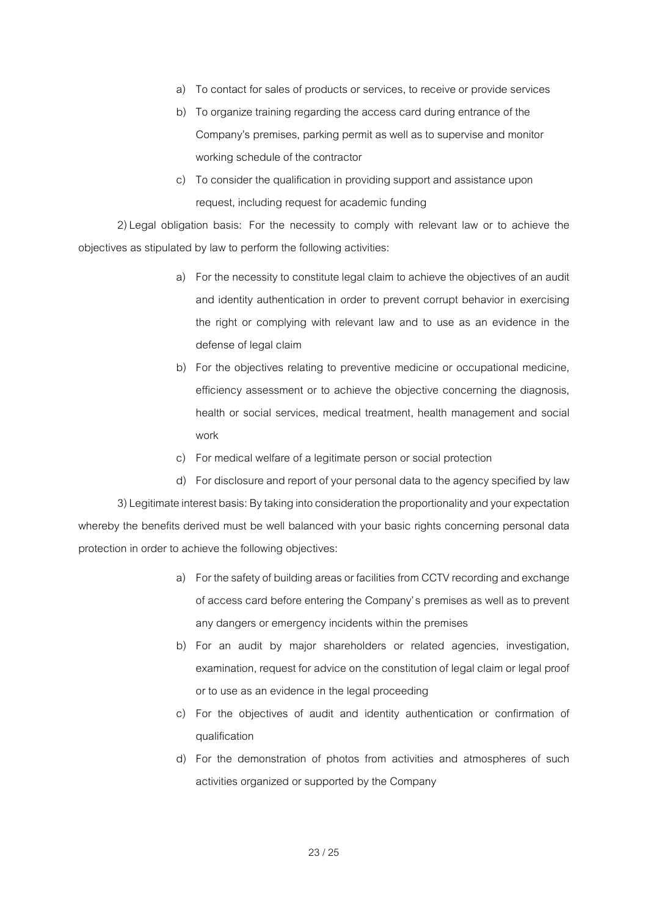a) To contact for sales of products or services, to receive or provide services
b) To organize training regarding the access card during entrance of the Company's premises, parking permit as well as to supervise and monitor working schedule of the contractor
c) To consider the qualification in providing support and assistance upon request, including request for academic funding

2) Legal obligation basis: For the necessity to comply with relevant law or to achieve the objectives as stipulated by law to perform the following activities:

a) For the necessity to constitute legal claim to achieve the objectives of an audit and identity authentication in order to prevent corrupt behavior in exercising the right or complying with relevant law and to use as an evidence in the defense of legal claim
b) For the objectives relating to preventive medicine or occupational medicine, efficiency assessment or to achieve the objective concerning the diagnosis, health or social services, medical treatment, health management and social work
c) For medical welfare of a legitimate person or social protection
d) For disclosure and report of your personal data to the agency specified by law

3) Legitimate interest basis: By taking into consideration the proportionality and your expectation whereby the benefits derived must be well balanced with your basic rights concerning personal data protection in order to achieve the following objectives:

a) For the safety of building areas or facilities from CCTV recording and exchange of access card before entering the Company's premises as well as to prevent any dangers or emergency incidents within the premises
b) For an audit by major shareholders or related agencies, investigation, examination, request for advice on the constitution of legal claim or legal proof or to use as an evidence in the legal proceeding
c) For the objectives of audit and identity authentication or confirmation of qualification
d) For the demonstration of photos from activities and atmospheres of such activities organized or supported by the Company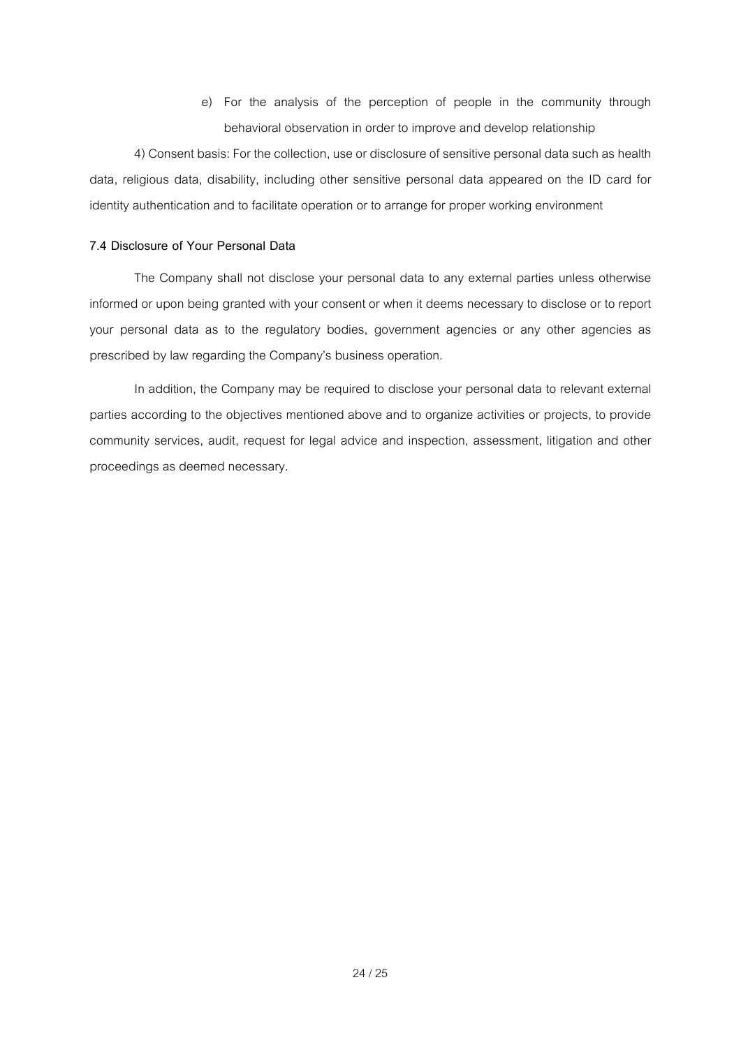e) For the analysis of the perception of people in the community through behavioral observation in order to improve and develop relationship

4) Consent basis: For the collection, use or disclosure of sensitive personal data such as health data, religious data, disability, including other sensitive personal data appeared on the ID card for identity authentication and to facilitate operation or to arrange for proper working environment

**7.4 Disclosure of Your Personal Data**

The Company shall not disclose your personal data to any external parties unless otherwise informed or upon being granted with your consent or when it deems necessary to disclose or to report your personal data as to the regulatory bodies, government agencies or any other agencies as prescribed by law regarding the Company's business operation.

In addition, the Company may be required to disclose your personal data to relevant external parties according to the objectives mentioned above and to organize activities or projects, to provide community services, audit, request for legal advice and inspection, assessment, litigation and other proceedings as deemed necessary.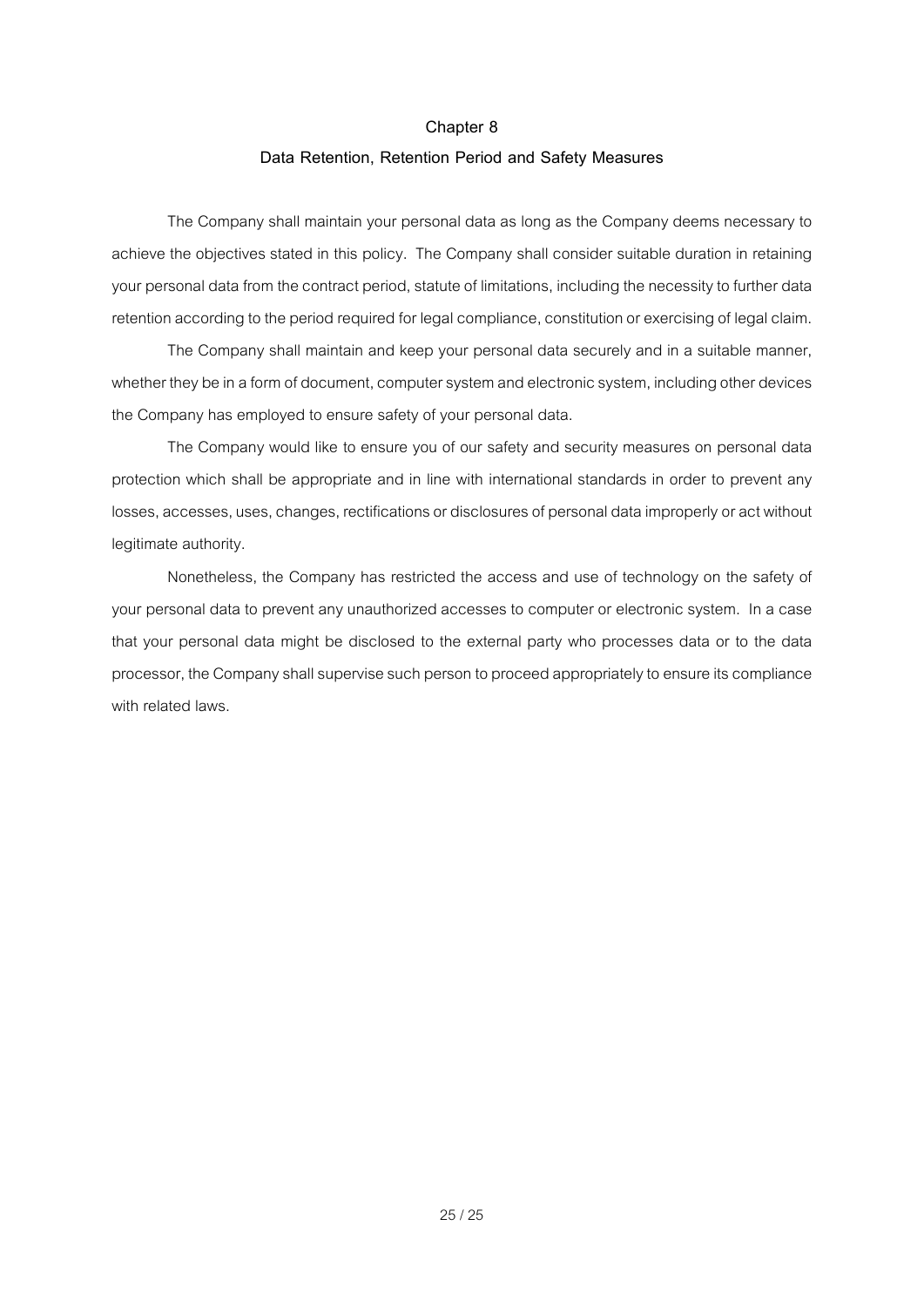# Chapter 8

## Data Retention, Retention Period and Safety Measures

The Company shall maintain your personal data as long as the Company deems necessary to achieve the objectives stated in this policy. The Company shall consider suitable duration in retaining your personal data from the contract period, statute of limitations, including the necessity to further data retention according to the period required for legal compliance, constitution or exercising of legal claim.

The Company shall maintain and keep your personal data securely and in a suitable manner, whether they be in a form of document, computer system and electronic system, including other devices the Company has employed to ensure safety of your personal data.

The Company would like to ensure you of our safety and security measures on personal data protection which shall be appropriate and in line with international standards in order to prevent any losses, accesses, uses, changes, rectifications or disclosures of personal data improperly or act without legitimate authority.

Nonetheless, the Company has restricted the access and use of technology on the safety of your personal data to prevent any unauthorized accesses to computer or electronic system. In a case that your personal data might be disclosed to the external party who processes data or to the data processor, the Company shall supervise such person to proceed appropriately to ensure its compliance with related laws.